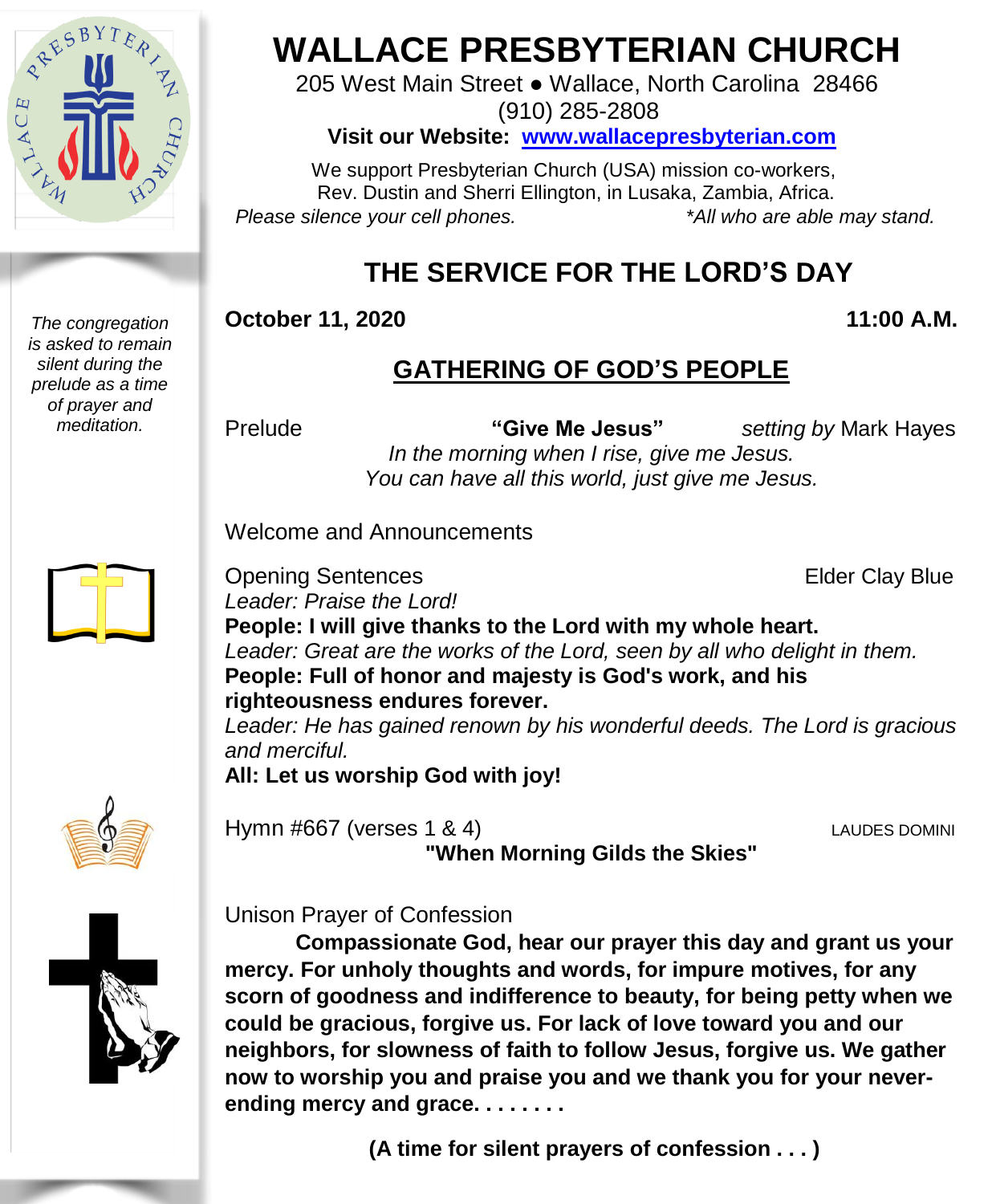# WALLACE PRESBYTERIAN CHURCH

205 West Main Street ● Wallace, North Carolina 28466
(910) 285-2808

**Visit our Website: www.wallacepresbyterian.com**

We support Presbyterian Church (USA) mission co-workers,
Rev. Dustin and Sherri Ellington, in Lusaka, Zambia, Africa.

*Please silence your cell phones.* *\*All who are able may stand.*

## THE SERVICE FOR THE LORD'S DAY

**October 11, 2020** **11:00 A.M.**

### GATHERING OF GOD'S PEOPLE

*The congregation is asked to remain silent during the prelude as a time of prayer and meditation.*

Prelude **"Give Me Jesus"** *setting by* Mark Hayes

*In the morning when I rise, give me Jesus.*
*You can have all this world, just give me Jesus.*

Welcome and Announcements

Opening Sentences Elder Clay Blue

*Leader: Praise the Lord!*

**People: I will give thanks to the Lord with my whole heart.**

*Leader: Great are the works of the Lord, seen by all who delight in them.*

**People: Full of honor and majesty is God's work, and his righteousness endures forever.**

*Leader: He has gained renown by his wonderful deeds. The Lord is gracious and merciful.*

**All: Let us worship God with joy!**

Hymn #667 (verses 1 & 4) LAUDES DOMINI
**"When Morning Gilds the Skies"**

Unison Prayer of Confession

**Compassionate God, hear our prayer this day and grant us your mercy. For unholy thoughts and words, for impure motives, for any scorn of goodness and indifference to beauty, for being petty when we could be gracious, forgive us. For lack of love toward you and our neighbors, for slowness of faith to follow Jesus, forgive us. We gather now to worship you and praise you and we thank you for your never-ending mercy and grace. . . . . . . .**

**(A time for silent prayers of confession . . . )**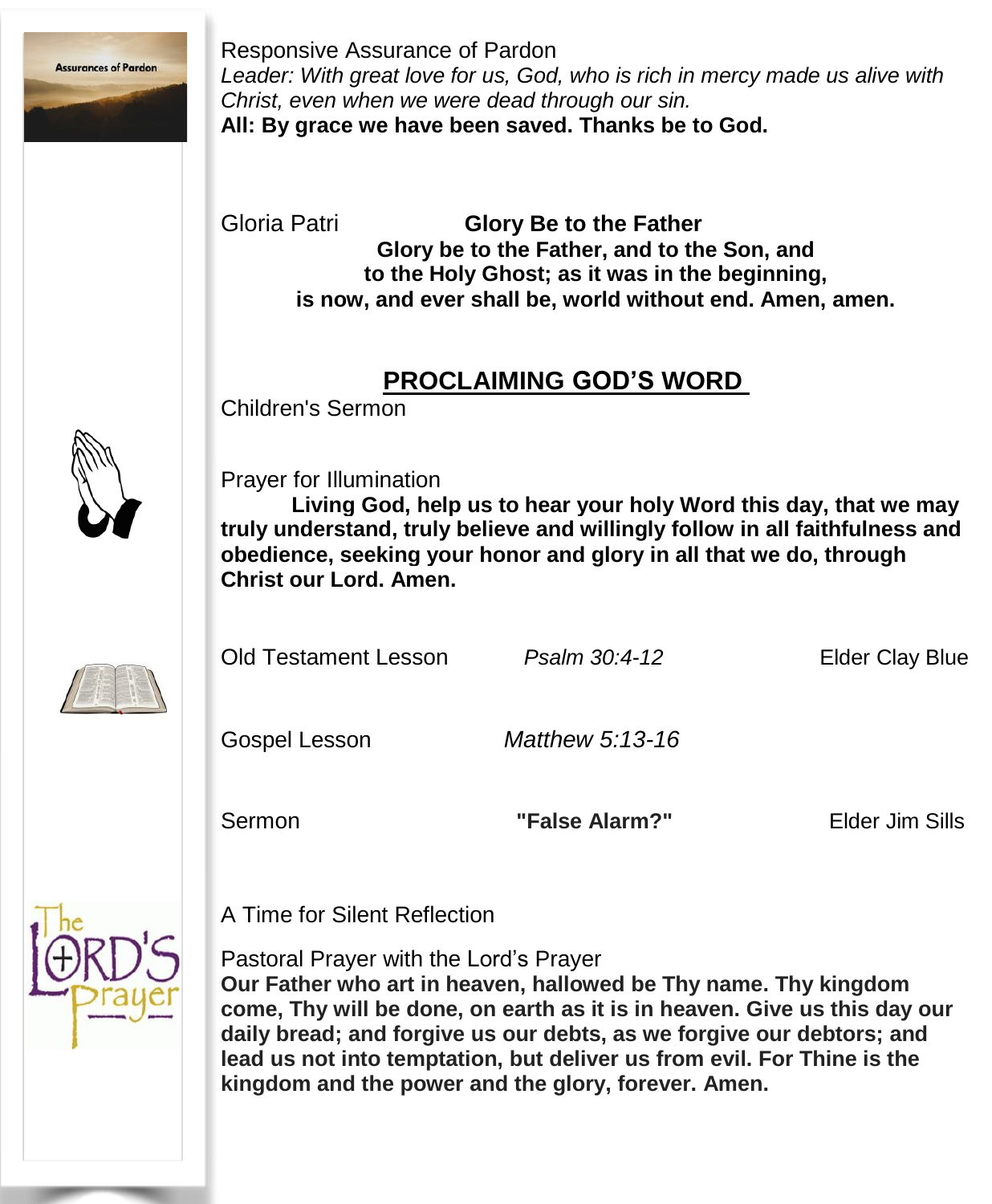Responsive Assurance of Pardon

*Leader: With great love for us, God, who is rich in mercy made us alive with Christ, even when we were dead through our sin.*

**All: By grace we have been saved. Thanks be to God.**

Gloria Patri **Glory Be to the Father**

**Glory be to the Father, and to the Son, and**
**to the Holy Ghost; as it was in the beginning,**
**is now, and ever shall be, world without end. Amen, amen.**

## PROCLAIMING GOD'S WORD

Children's Sermon

Prayer for Illumination

**Living God, help us to hear your holy Word this day, that we may truly understand, truly believe and willingly follow in all faithfulness and obedience, seeking your honor and glory in all that we do, through Christ our Lord. Amen.**

Old Testament Lesson *Psalm 30:4-12* Elder Clay Blue

Gospel Lesson *Matthew 5:13-16*

Sermon **"False Alarm?"** Elder Jim Sills

A Time for Silent Reflection

Pastoral Prayer with the Lord's Prayer

**Our Father who art in heaven, hallowed be Thy name. Thy kingdom come, Thy will be done, on earth as it is in heaven. Give us this day our daily bread; and forgive us our debts, as we forgive our debtors; and lead us not into temptation, but deliver us from evil. For Thine is the kingdom and the power and the glory, forever. Amen.**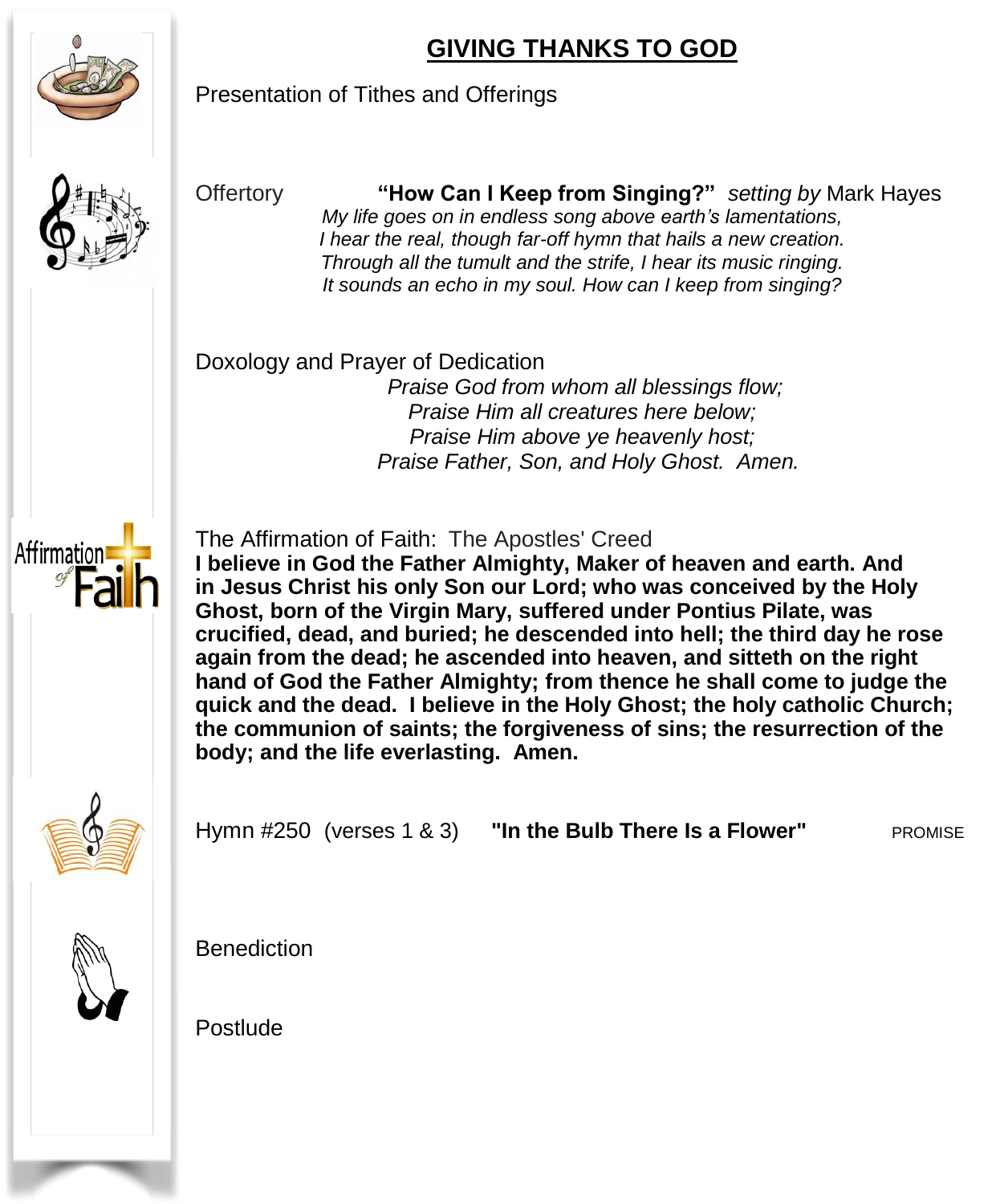## GIVING THANKS TO GOD

Presentation of Tithes and Offerings

Offertory **"How Can I Keep from Singing?"** *setting by* Mark Hayes

*My life goes on in endless song above earth's lamentations,*
*I hear the real, though far-off hymn that hails a new creation.*
*Through all the tumult and the strife, I hear its music ringing.*
*It sounds an echo in my soul. How can I keep from singing?*

Doxology and Prayer of Dedication

*Praise God from whom all blessings flow;*
*Praise Him all creatures here below;*
*Praise Him above ye heavenly host;*
*Praise Father, Son, and Holy Ghost. Amen.*

The Affirmation of Faith: The Apostles' Creed

**I believe in God the Father Almighty, Maker of heaven and earth. And in Jesus Christ his only Son our Lord; who was conceived by the Holy Ghost, born of the Virgin Mary, suffered under Pontius Pilate, was crucified, dead, and buried; he descended into hell; the third day he rose again from the dead; he ascended into heaven, and sitteth on the right hand of God the Father Almighty; from thence he shall come to judge the quick and the dead. I believe in the Holy Ghost; the holy catholic Church; the communion of saints; the forgiveness of sins; the resurrection of the body; and the life everlasting. Amen.**

Hymn #250 (verses 1 & 3) **"In the Bulb There Is a Flower"** PROMISE

Benediction

Postlude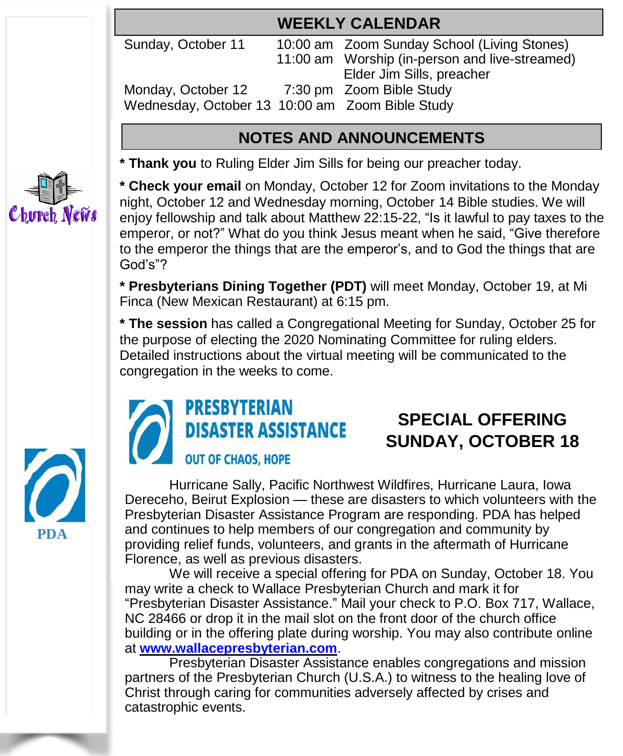## WEEKLY CALENDAR

| | | |
|---|---|---|
| Sunday, October 11 | 10:00 am | Zoom Sunday School (Living Stones) |
| | 11:00 am | Worship (in-person and live-streamed) Elder Jim Sills, preacher |
| Monday, October 12 | 7:30 pm | Zoom Bible Study |
| Wednesday, October 13 | 10:00 am | Zoom Bible Study |

## NOTES AND ANNOUNCEMENTS

Church News

* **Thank you** to Ruling Elder Jim Sills for being our preacher today.

* **Check your email** on Monday, October 12 for Zoom invitations to the Monday night, October 12 and Wednesday morning, October 14 Bible studies. We will enjoy fellowship and talk about Matthew 22:15-22, "Is it lawful to pay taxes to the emperor, or not?" What do you think Jesus meant when he said, "Give therefore to the emperor the things that are the emperor's, and to God the things that are God's"?

* **Presbyterians Dining Together (PDT)** will meet Monday, October 19, at Mi Finca (New Mexican Restaurant) at 6:15 pm.

* **The session** has called a Congregational Meeting for Sunday, October 25 for the purpose of electing the 2020 Nominating Committee for ruling elders. Detailed instructions about the virtual meeting will be communicated to the congregation in the weeks to come.

**PRESBYTERIAN DISASTER ASSISTANCE**

**OUT OF CHAOS, HOPE**

## SPECIAL OFFERING SUNDAY, OCTOBER 18

PDA

Hurricane Sally, Pacific Northwest Wildfires, Hurricane Laura, Iowa Dereceho, Beirut Explosion — these are disasters to which volunteers with the Presbyterian Disaster Assistance Program are responding. PDA has helped and continues to help members of our congregation and community by providing relief funds, volunteers, and grants in the aftermath of Hurricane Florence, as well as previous disasters.

We will receive a special offering for PDA on Sunday, October 18. You may write a check to Wallace Presbyterian Church and mark it for "Presbyterian Disaster Assistance." Mail your check to P.O. Box 717, Wallace, NC 28466 or drop it in the mail slot on the front door of the church office building or in the offering plate during worship. You may also contribute online at **www.wallacepresbyterian.com**.

Presbyterian Disaster Assistance enables congregations and mission partners of the Presbyterian Church (U.S.A.) to witness to the healing love of Christ through caring for communities adversely affected by crises and catastrophic events.